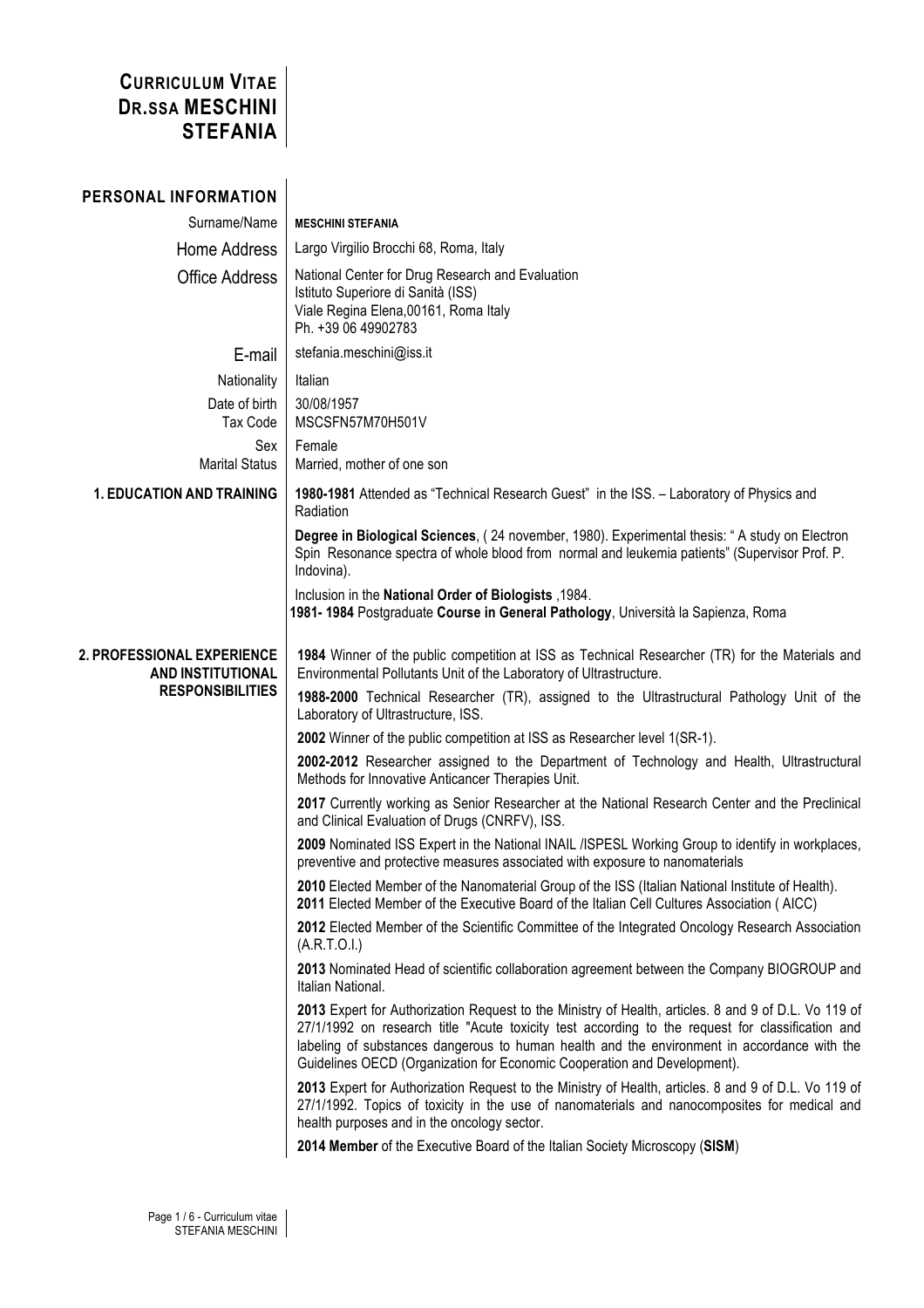# CURRICULUM VITAE DR.SSA MESCHINI STEFANIA

## PERSONAL INFORMATION

| | |
|---|---|
| Surname/Name | **MESCHINI STEFANIA** |
| Home Address | Largo Virgilio Brocchi 68, Roma, Italy |
| Office Address | National Center for Drug Research and Evaluation<br>Istituto Superiore di Sanità (ISS)<br>Viale Regina Elena,00161, Roma Italy<br>Ph. +39 06 49902783 |
| E-mail | stefania.meschini@iss.it |
| Nationality | Italian |
| Date of birth | 30/08/1957 |
| Tax Code | MSCSFN57M70H501V |
| Sex | Female |
| Marital Status | Married, mother of one son |

## 1. EDUCATION AND TRAINING

**1980-1981** Attended as "Technical Research Guest" in the ISS. – Laboratory of Physics and Radiation

**Degree in Biological Sciences**, ( 24 november, 1980). Experimental thesis: " A study on Electron Spin Resonance spectra of whole blood from normal and leukemia patients" (Supervisor Prof. P. Indovina).

Inclusion in the **National Order of Biologists** ,1984.

**1981- 1984** Postgraduate **Course in General Pathology**, Università la Sapienza, Roma

## 2. PROFESSIONAL EXPERIENCE AND INSTITUTIONAL RESPONSIBILITIES

**1984** Winner of the public competition at ISS as Technical Researcher (TR) for the Materials and Environmental Pollutants Unit of the Laboratory of Ultrastructure.

**1988-2000** Technical Researcher (TR), assigned to the Ultrastructural Pathology Unit of the Laboratory of Ultrastructure, ISS.

**2002** Winner of the public competition at ISS as Researcher level 1(SR-1).

**2002-2012** Researcher assigned to the Department of Technology and Health, Ultrastructural Methods for Innovative Anticancer Therapies Unit.

**2017** Currently working as Senior Researcher at the National Research Center and the Preclinical and Clinical Evaluation of Drugs (CNRFV), ISS.

**2009** Nominated ISS Expert in the National INAIL /ISPESL Working Group to identify in workplaces, preventive and protective measures associated with exposure to nanomaterials

**2010** Elected Member of the Nanomaterial Group of the ISS (Italian National Institute of Health).

**2011** Elected Member of the Executive Board of the Italian Cell Cultures Association ( AICC)

**2012** Elected Member of the Scientific Committee of the Integrated Oncology Research Association (A.R.T.O.I.)

**2013** Nominated Head of scientific collaboration agreement between the Company BIOGROUP and Italian National.

**2013** Expert for Authorization Request to the Ministry of Health, articles. 8 and 9 of D.L. Vo 119 of 27/1/1992 on research title "Acute toxicity test according to the request for classification and labeling of substances dangerous to human health and the environment in accordance with the Guidelines OECD (Organization for Economic Cooperation and Development).

**2013** Expert for Authorization Request to the Ministry of Health, articles. 8 and 9 of D.L. Vo 119 of 27/1/1992. Topics of toxicity in the use of nanomaterials and nanocomposites for medical and health purposes and in the oncology sector.

**2014 Member** of the Executive Board of the Italian Society Microscopy (**SISM**)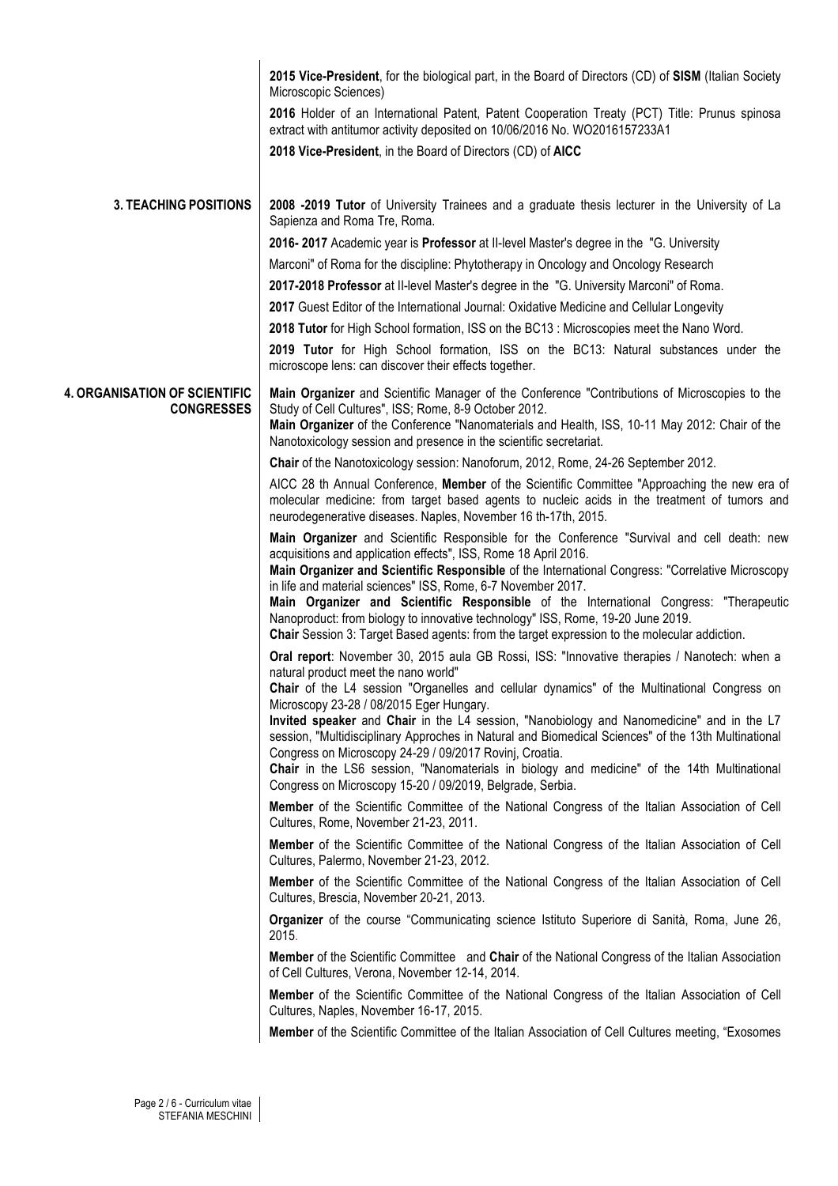**2015 Vice-President**, for the biological part, in the Board of Directors (CD) of **SISM** (Italian Society Microscopic Sciences)

**2016** Holder of an International Patent, Patent Cooperation Treaty (PCT) Title: Prunus spinosa extract with antitumor activity deposited on 10/06/2016 No. WO2016157233A1

**2018 Vice-President**, in the Board of Directors (CD) of **AICC**

## 3. TEACHING POSITIONS

**2008 -2019 Tutor** of University Trainees and a graduate thesis lecturer in the University of La Sapienza and Roma Tre, Roma.

**2016- 2017** Academic year is **Professor** at II-level Master's degree in the "G. University Marconi" of Roma for the discipline: Phytotherapy in Oncology and Oncology Research

**2017-2018 Professor** at II-level Master's degree in the "G. University Marconi" of Roma.

**2017** Guest Editor of the International Journal: Oxidative Medicine and Cellular Longevity

**2018 Tutor** for High School formation, ISS on the BC13 : Microscopies meet the Nano Word.

**2019 Tutor** for High School formation, ISS on the BC13: Natural substances under the microscope lens: can discover their effects together.

## 4. ORGANISATION OF SCIENTIFIC CONGRESSES

**Main Organizer** and Scientific Manager of the Conference "Contributions of Microscopies to the Study of Cell Cultures", ISS; Rome, 8-9 October 2012.
**Main Organizer** of the Conference "Nanomaterials and Health, ISS, 10-11 May 2012: Chair of the Nanotoxicology session and presence in the scientific secretariat.

**Chair** of the Nanotoxicology session: Nanoforum, 2012, Rome, 24-26 September 2012.

AICC 28 th Annual Conference, **Member** of the Scientific Committee "Approaching the new era of molecular medicine: from target based agents to nucleic acids in the treatment of tumors and neurodegenerative diseases. Naples, November 16 th-17th, 2015.

**Main Organizer** and Scientific Responsible for the Conference "Survival and cell death: new acquisitions and application effects", ISS, Rome 18 April 2016.
**Main Organizer and Scientific Responsible** of the International Congress: "Correlative Microscopy in life and material sciences" ISS, Rome, 6-7 November 2017.
**Main Organizer and Scientific Responsible** of the International Congress: "Therapeutic Nanoproduct: from biology to innovative technology" ISS, Rome, 19-20 June 2019.
**Chair** Session 3: Target Based agents: from the target expression to the molecular addiction.

**Oral report**: November 30, 2015 aula GB Rossi, ISS: "Innovative therapies / Nanotech: when a natural product meet the nano world"
**Chair** of the L4 session "Organelles and cellular dynamics" of the Multinational Congress on Microscopy 23-28 / 08/2015 Eger Hungary.
**Invited speaker** and **Chair** in the L4 session, "Nanobiology and Nanomedicine" and in the L7 session, "Multidisciplinary Approches in Natural and Biomedical Sciences" of the 13th Multinational Congress on Microscopy 24-29 / 09/2017 Rovinj, Croatia.
**Chair** in the LS6 session, "Nanomaterials in biology and medicine" of the 14th Multinational Congress on Microscopy 15-20 / 09/2019, Belgrade, Serbia.

**Member** of the Scientific Committee of the National Congress of the Italian Association of Cell Cultures, Rome, November 21-23, 2011.

**Member** of the Scientific Committee of the National Congress of the Italian Association of Cell Cultures, Palermo, November 21-23, 2012.

**Member** of the Scientific Committee of the National Congress of the Italian Association of Cell Cultures, Brescia, November 20-21, 2013.

**Organizer** of the course "Communicating science Istituto Superiore di Sanità, Roma, June 26, 2015.

**Member** of the Scientific Committee and **Chair** of the National Congress of the Italian Association of Cell Cultures, Verona, November 12-14, 2014.

**Member** of the Scientific Committee of the National Congress of the Italian Association of Cell Cultures, Naples, November 16-17, 2015.

**Member** of the Scientific Committee of the Italian Association of Cell Cultures meeting, "Exosomes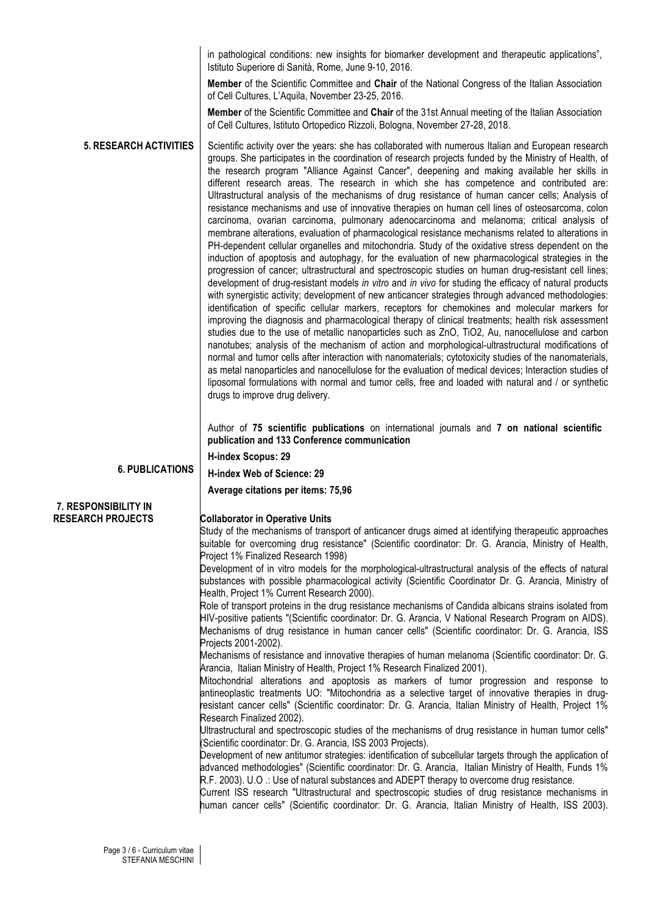in pathological conditions: new insights for biomarker development and therapeutic applications", Istituto Superiore di Sanità, Rome, June 9-10, 2016.

**Member** of the Scientific Committee and **Chair** of the National Congress of the Italian Association of Cell Cultures, L'Aquila, November 23-25, 2016.

**Member** of the Scientific Committee and **Chair** of the 31st Annual meeting of the Italian Association of Cell Cultures, Istituto Ortopedico Rizzoli, Bologna, November 27-28, 2018.

## 5. RESEARCH ACTIVITIES

Scientific activity over the years: she has collaborated with numerous Italian and European research groups. She participates in the coordination of research projects funded by the Ministry of Health, of the research program "Alliance Against Cancer", deepening and making available her skills in different research areas. The research in which she has competence and contributed are: Ultrastructural analysis of the mechanisms of drug resistance of human cancer cells; Analysis of resistance mechanisms and use of innovative therapies on human cell lines of osteosarcoma, colon carcinoma, ovarian carcinoma, pulmonary adenocarcinoma and melanoma; critical analysis of membrane alterations, evaluation of pharmacological resistance mechanisms related to alterations in PH-dependent cellular organelles and mitochondria. Study of the oxidative stress dependent on the induction of apoptosis and autophagy, for the evaluation of new pharmacological strategies in the progression of cancer; ultrastructural and spectroscopic studies on human drug-resistant cell lines; development of drug-resistant models *in vitro* and *in vivo* for studing the efficacy of natural products with synergistic activity; development of new anticancer strategies through advanced methodologies: identification of specific cellular markers, receptors for chemokines and molecular markers for improving the diagnosis and pharmacological therapy of clinical treatments; health risk assessment studies due to the use of metallic nanoparticles such as ZnO, TiO2, Au, nanocellulose and carbon nanotubes; analysis of the mechanism of action and morphological-ultrastructural modifications of normal and tumor cells after interaction with nanomaterials; cytotoxicity studies of the nanomaterials, as metal nanoparticles and nanocellulose for the evaluation of medical devices; Interaction studies of liposomal formulations with normal and tumor cells, free and loaded with natural and / or synthetic drugs to improve drug delivery.

## 6. PUBLICATIONS

Author of **75 scientific publications** on international journals and **7 on national scientific publication and 133 Conference communication**

**H-index Scopus: 29**

**H-index Web of Science: 29**

**Average citations per items: 75,96**

## 7. RESPONSIBILITY IN RESEARCH PROJECTS

**Collaborator in Operative Units**

Study of the mechanisms of transport of anticancer drugs aimed at identifying therapeutic approaches suitable for overcoming drug resistance" (Scientific coordinator: Dr. G. Arancia, Ministry of Health, Project 1% Finalized Research 1998)

Development of in vitro models for the morphological-ultrastructural analysis of the effects of natural substances with possible pharmacological activity (Scientific Coordinator Dr. G. Arancia, Ministry of Health, Project 1% Current Research 2000).

Role of transport proteins in the drug resistance mechanisms of Candida albicans strains isolated from HIV-positive patients "(Scientific coordinator: Dr. G. Arancia, V National Research Program on AIDS).

Mechanisms of drug resistance in human cancer cells" (Scientific coordinator: Dr. G. Arancia, ISS Projects 2001-2002).

Mechanisms of resistance and innovative therapies of human melanoma (Scientific coordinator: Dr. G. Arancia, Italian Ministry of Health, Project 1% Research Finalized 2001).

Mitochondrial alterations and apoptosis as markers of tumor progression and response to antineoplastic treatments UO: "Mitochondria as a selective target of innovative therapies in drug-resistant cancer cells" (Scientific coordinator: Dr. G. Arancia, Italian Ministry of Health, Project 1% Research Finalized 2002).

Ultrastructural and spectroscopic studies of the mechanisms of drug resistance in human tumor cells" (Scientific coordinator: Dr. G. Arancia, ISS 2003 Projects).

Development of new antitumor strategies: identification of subcellular targets through the application of advanced methodologies" (Scientific coordinator: Dr. G. Arancia, Italian Ministry of Health, Funds 1% R.F. 2003). U.O .: Use of natural substances and ADEPT therapy to overcome drug resistance.

Current ISS research "Ultrastructural and spectroscopic studies of drug resistance mechanisms in human cancer cells" (Scientific coordinator: Dr. G. Arancia, Italian Ministry of Health, ISS 2003).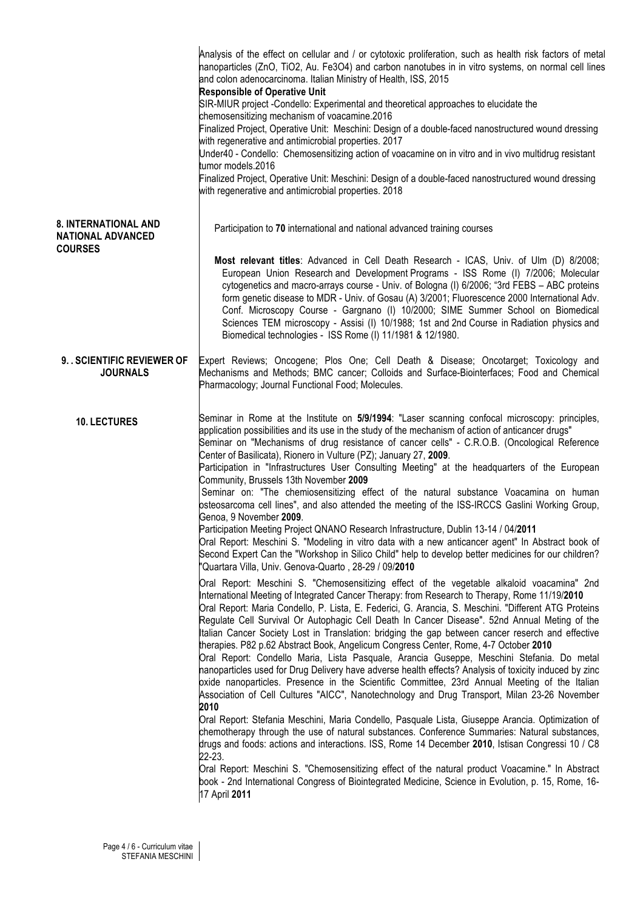Analysis of the effect on cellular and / or cytotoxic proliferation, such as health risk factors of metal nanoparticles (ZnO, TiO2, Au. Fe3O4) and carbon nanotubes in in vitro systems, on normal cell lines and colon adenocarcinoma. Italian Ministry of Health, ISS, 2015

**Responsible of Operative Unit**

SIR-MIUR project -Condello: Experimental and theoretical approaches to elucidate the chemosensitizing mechanism of voacamine.2016

Finalized Project, Operative Unit: Meschini: Design of a double-faced nanostructured wound dressing with regenerative and antimicrobial properties. 2017

Under40 - Condello: Chemosensitizing action of voacamine on in vitro and in vivo multidrug resistant tumor models.2016

Finalized Project, Operative Unit: Meschini: Design of a double-faced nanostructured wound dressing with regenerative and antimicrobial properties. 2018

## 8. INTERNATIONAL AND NATIONAL ADVANCED COURSES

Participation to **70** international and national advanced training courses

**Most relevant titles**: Advanced in Cell Death Research - ICAS, Univ. of Ulm (D) 8/2008; European Union Research and Development Programs - ISS Rome (I) 7/2006; Molecular cytogenetics and macro-arrays course - Univ. of Bologna (I) 6/2006; "3rd FEBS – ABC proteins form genetic disease to MDR - Univ. of Gosau (A) 3/2001; Fluorescence 2000 International Adv. Conf. Microscopy Course - Gargnano (I) 10/2000; SIME Summer School on Biomedical Sciences TEM microscopy - Assisi (I) 10/1988; 1st and 2nd Course in Radiation physics and Biomedical technologies - ISS Rome (I) 11/1981 & 12/1980.

## 9. . SCIENTIFIC REVIEWER OF JOURNALS

Expert Reviews; Oncogene; Plos One; Cell Death & Disease; Oncotarget; Toxicology and Mechanisms and Methods; BMC cancer; Colloids and Surface-Biointerfaces; Food and Chemical Pharmacology; Journal Functional Food; Molecules.

## 10. LECTURES

Seminar in Rome at the Institute on **5/9/1994**: "Laser scanning confocal microscopy: principles, application possibilities and its use in the study of the mechanism of action of anticancer drugs"

Seminar on "Mechanisms of drug resistance of cancer cells" - C.R.O.B. (Oncological Reference Center of Basilicata), Rionero in Vulture (PZ); January 27, **2009**.

Participation in "Infrastructures User Consulting Meeting" at the headquarters of the European Community, Brussels 13th November **2009**

Seminar on: "The chemiosensitizing effect of the natural substance Voacamina on human osteosarcoma cell lines", and also attended the meeting of the ISS-IRCCS Gaslini Working Group, Genoa, 9 November **2009**.

Participation Meeting Project QNANO Research Infrastructure, Dublin 13-14 / 04/**2011**

Oral Report: Meschini S. "Modeling in vitro data with a new anticancer agent" In Abstract book of Second Expert Can the "Workshop in Silico Child" help to develop better medicines for our children? "Quartara Villa, Univ. Genova-Quarto , 28-29 / 09/**2010**

Oral Report: Meschini S. "Chemosensitizing effect of the vegetable alkaloid voacamina" 2nd International Meeting of Integrated Cancer Therapy: from Research to Therapy, Rome 11/19/**2010**

Oral Report: Maria Condello, P. Lista, E. Federici, G. Arancia, S. Meschini. "Different ATG Proteins Regulate Cell Survival Or Autophagic Cell Death In Cancer Disease". 52nd Annual Meting of the Italian Cancer Society Lost in Translation: bridging the gap between cancer reserch and effective therapies. P82 p.62 Abstract Book, Angelicum Congress Center, Rome, 4-7 October **2010**

Oral Report: Condello Maria, Lista Pasquale, Arancia Guseppe, Meschini Stefania. Do metal nanoparticles used for Drug Delivery have adverse health effects? Analysis of toxicity induced by zinc oxide nanoparticles. Presence in the Scientific Committee, 23rd Annual Meeting of the Italian Association of Cell Cultures "AICC", Nanotechnology and Drug Transport, Milan 23-26 November **2010**

Oral Report: Stefania Meschini, Maria Condello, Pasquale Lista, Giuseppe Arancia. Optimization of chemotherapy through the use of natural substances. Conference Summaries: Natural substances, drugs and foods: actions and interactions. ISS, Rome 14 December **2010**, Istisan Congressi 10 / C8 22-23.

Oral Report: Meschini S. "Chemosensitizing effect of the natural product Voacamine." In Abstract book - 2nd International Congress of Biointegrated Medicine, Science in Evolution, p. 15, Rome, 16-17 April **2011**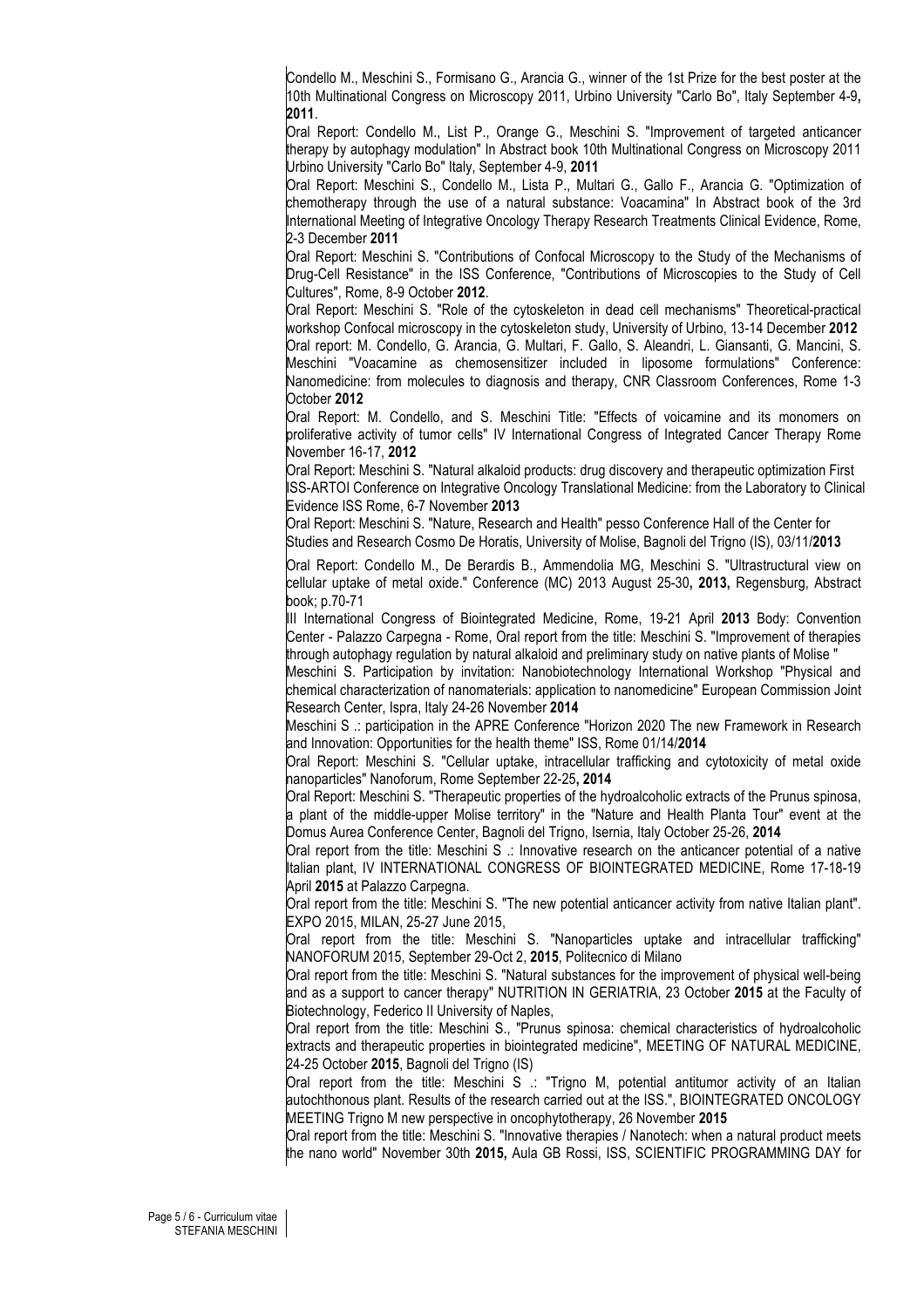Condello M., Meschini S., Formisano G., Arancia G., winner of the 1st Prize for the best poster at the 10th Multinational Congress on Microscopy 2011, Urbino University "Carlo Bo", Italy September 4-9**, 2011**.

Oral Report: Condello M., List P., Orange G., Meschini S. "Improvement of targeted anticancer therapy by autophagy modulation" In Abstract book 10th Multinational Congress on Microscopy 2011 Urbino University "Carlo Bo" Italy, September 4-9, **2011**

Oral Report: Meschini S., Condello M., Lista P., Multari G., Gallo F., Arancia G. "Optimization of chemotherapy through the use of a natural substance: Voacamina" In Abstract book of the 3rd International Meeting of Integrative Oncology Therapy Research Treatments Clinical Evidence, Rome, 2-3 December **2011**

Oral Report: Meschini S. "Contributions of Confocal Microscopy to the Study of the Mechanisms of Drug-Cell Resistance" in the ISS Conference, "Contributions of Microscopies to the Study of Cell Cultures", Rome, 8-9 October **2012**.

Oral Report: Meschini S. "Role of the cytoskeleton in dead cell mechanisms" Theoretical-practical workshop Confocal microscopy in the cytoskeleton study, University of Urbino, 13-14 December **2012**

Oral report: M. Condello, G. Arancia, G. Multari, F. Gallo, S. Aleandri, L. Giansanti, G. Mancini, S. Meschini "Voacamine as chemosensitizer included in liposome formulations" Conference: Nanomedicine: from molecules to diagnosis and therapy, CNR Classroom Conferences, Rome 1-3 October **2012**

Oral Report: M. Condello, and S. Meschini Title: "Effects of voicamine and its monomers on proliferative activity of tumor cells" IV International Congress of Integrated Cancer Therapy Rome November 16-17, **2012**

Oral Report: Meschini S. "Natural alkaloid products: drug discovery and therapeutic optimization First ISS-ARTOI Conference on Integrative Oncology Translational Medicine: from the Laboratory to Clinical Evidence ISS Rome, 6-7 November **2013**

Oral Report: Meschini S. "Nature, Research and Health" pesso Conference Hall of the Center for Studies and Research Cosmo De Horatis, University of Molise, Bagnoli del Trigno (IS), 03/11/**2013**

Oral Report: Condello M., De Berardis B., Ammendolia MG, Meschini S. "Ultrastructural view on cellular uptake of metal oxide." Conference (MC) 2013 August 25-30**, 2013,** Regensburg, Abstract book; p.70-71

III International Congress of Biointegrated Medicine, Rome, 19-21 April **2013** Body: Convention Center - Palazzo Carpegna - Rome, Oral report from the title: Meschini S. "Improvement of therapies through autophagy regulation by natural alkaloid and preliminary study on native plants of Molise "

Meschini S. Participation by invitation: Nanobiotechnology International Workshop "Physical and chemical characterization of nanomaterials: application to nanomedicine" European Commission Joint Research Center, Ispra, Italy 24-26 November **2014**

Meschini S .: participation in the APRE Conference "Horizon 2020 The new Framework in Research and Innovation: Opportunities for the health theme" ISS, Rome 01/14/**2014**

Oral Report: Meschini S. "Cellular uptake, intracellular trafficking and cytotoxicity of metal oxide nanoparticles" Nanoforum, Rome September 22-25**, 2014**

Oral Report: Meschini S. "Therapeutic properties of the hydroalcoholic extracts of the Prunus spinosa, a plant of the middle-upper Molise territory" in the "Nature and Health Planta Tour" event at the Domus Aurea Conference Center, Bagnoli del Trigno, Isernia, Italy October 25-26, **2014**

Oral report from the title: Meschini S .: Innovative research on the anticancer potential of a native Italian plant, IV INTERNATIONAL CONGRESS OF BIOINTEGRATED MEDICINE, Rome 17-18-19 April **2015** at Palazzo Carpegna.

Oral report from the title: Meschini S. "The new potential anticancer activity from native Italian plant". EXPO 2015, MILAN, 25-27 June 2015,

Oral report from the title: Meschini S. "Nanoparticles uptake and intracellular trafficking" NANOFORUM 2015, September 29-Oct 2, **2015**, Politecnico di Milano

Oral report from the title: Meschini S. "Natural substances for the improvement of physical well-being and as a support to cancer therapy" NUTRITION IN GERIATRIA, 23 October **2015** at the Faculty of Biotechnology, Federico II University of Naples,

Oral report from the title: Meschini S., "Prunus spinosa: chemical characteristics of hydroalcoholic extracts and therapeutic properties in biointegrated medicine", MEETING OF NATURAL MEDICINE, 24-25 October **2015**, Bagnoli del Trigno (IS)

Oral report from the title: Meschini S .: "Trigno M, potential antitumor activity of an Italian autochthonous plant. Results of the research carried out at the ISS.", BIOINTEGRATED ONCOLOGY MEETING Trigno M new perspective in oncophytotherapy, 26 November **2015**

Oral report from the title: Meschini S. "Innovative therapies / Nanotech: when a natural product meets the nano world" November 30th **2015,** Aula GB Rossi, ISS, SCIENTIFIC PROGRAMMING DAY for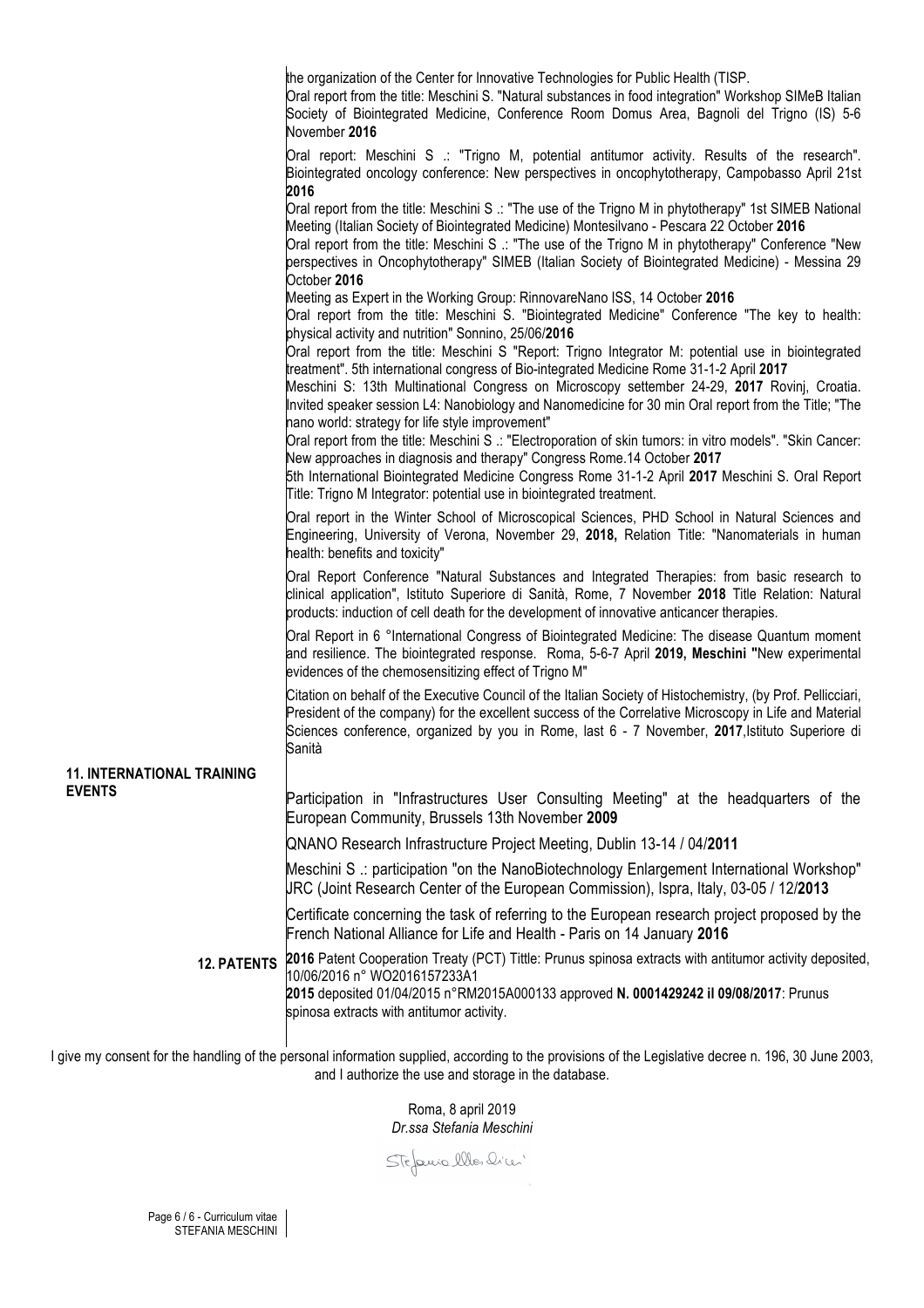the organization of the Center for Innovative Technologies for Public Health (TISP.

Oral report from the title: Meschini S. "Natural substances in food integration" Workshop SIMeB Italian Society of Biointegrated Medicine, Conference Room Domus Area, Bagnoli del Trigno (IS) 5-6 November **2016**

Oral report: Meschini S .: "Trigno M, potential antitumor activity. Results of the research". Biointegrated oncology conference: New perspectives in oncophytotherapy, Campobasso April 21st **2016**

Oral report from the title: Meschini S .: "The use of the Trigno M in phytotherapy" 1st SIMEB National Meeting (Italian Society of Biointegrated Medicine) Montesilvano - Pescara 22 October **2016**

Oral report from the title: Meschini S .: "The use of the Trigno M in phytotherapy" Conference "New perspectives in Oncophytotherapy" SIMEB (Italian Society of Biointegrated Medicine) - Messina 29 October **2016**

Meeting as Expert in the Working Group: RinnovareNano ISS, 14 October **2016**

Oral report from the title: Meschini S. "Biointegrated Medicine" Conference "The key to health: physical activity and nutrition" Sonnino, 25/06/**2016**

Oral report from the title: Meschini S "Report: Trigno Integrator M: potential use in biointegrated treatment". 5th international congress of Bio-integrated Medicine Rome 31-1-2 April **2017**

Meschini S: 13th Multinational Congress on Microscopy settember 24-29, **2017** Rovinj, Croatia. Invited speaker session L4: Nanobiology and Nanomedicine for 30 min Oral report from the Title; "The nano world: strategy for life style improvement"

Oral report from the title: Meschini S .: "Electroporation of skin tumors: in vitro models". "Skin Cancer: New approaches in diagnosis and therapy" Congress Rome.14 October **2017**

5th International Biointegrated Medicine Congress Rome 31-1-2 April **2017** Meschini S. Oral Report Title: Trigno M Integrator: potential use in biointegrated treatment.

Oral report in the Winter School of Microscopical Sciences, PHD School in Natural Sciences and Engineering, University of Verona, November 29, **2018,** Relation Title: "Nanomaterials in human health: benefits and toxicity"

Oral Report Conference "Natural Substances and Integrated Therapies: from basic research to clinical application", Istituto Superiore di Sanità, Rome, 7 November **2018** Title Relation: Natural products: induction of cell death for the development of innovative anticancer therapies.

Oral Report in 6 °International Congress of Biointegrated Medicine: The disease Quantum moment and resilience. The biointegrated response. Roma, 5-6-7 April **2019, Meschini "**New experimental evidences of the chemosensitizing effect of Trigno M"

Citation on behalf of the Executive Council of the Italian Society of Histochemistry, (by Prof. Pellicciari, President of the company) for the excellent success of the Correlative Microscopy in Life and Material Sciences conference, organized by you in Rome, last 6 - 7 November, **2017**,Istituto Superiore di Sanità

## 11. INTERNATIONAL TRAINING EVENTS

Participation in "Infrastructures User Consulting Meeting" at the headquarters of the European Community, Brussels 13th November **2009**

QNANO Research Infrastructure Project Meeting, Dublin 13-14 / 04/**2011**

Meschini S .: participation "on the NanoBiotechnology Enlargement International Workshop" JRC (Joint Research Center of the European Commission), Ispra, Italy, 03-05 / 12/**2013**

Certificate concerning the task of referring to the European research project proposed by the French National Alliance for Life and Health - Paris on 14 January **2016**

## 12. PATENTS

**2016** Patent Cooperation Treaty (PCT) Tittle: Prunus spinosa extracts with antitumor activity deposited, 10/06/2016 n° WO2016157233A1

**2015** deposited 01/04/2015 n°RM2015A000133 approved **N. 0001429242 il 09/08/2017**: Prunus spinosa extracts with antitumor activity.

I give my consent for the handling of the personal information supplied, according to the provisions of the Legislative decree n. 196, 30 June 2003, and I authorize the use and storage in the database.

Roma, 8 april 2019

*Dr.ssa Stefania Meschini*

Stefania Meschini